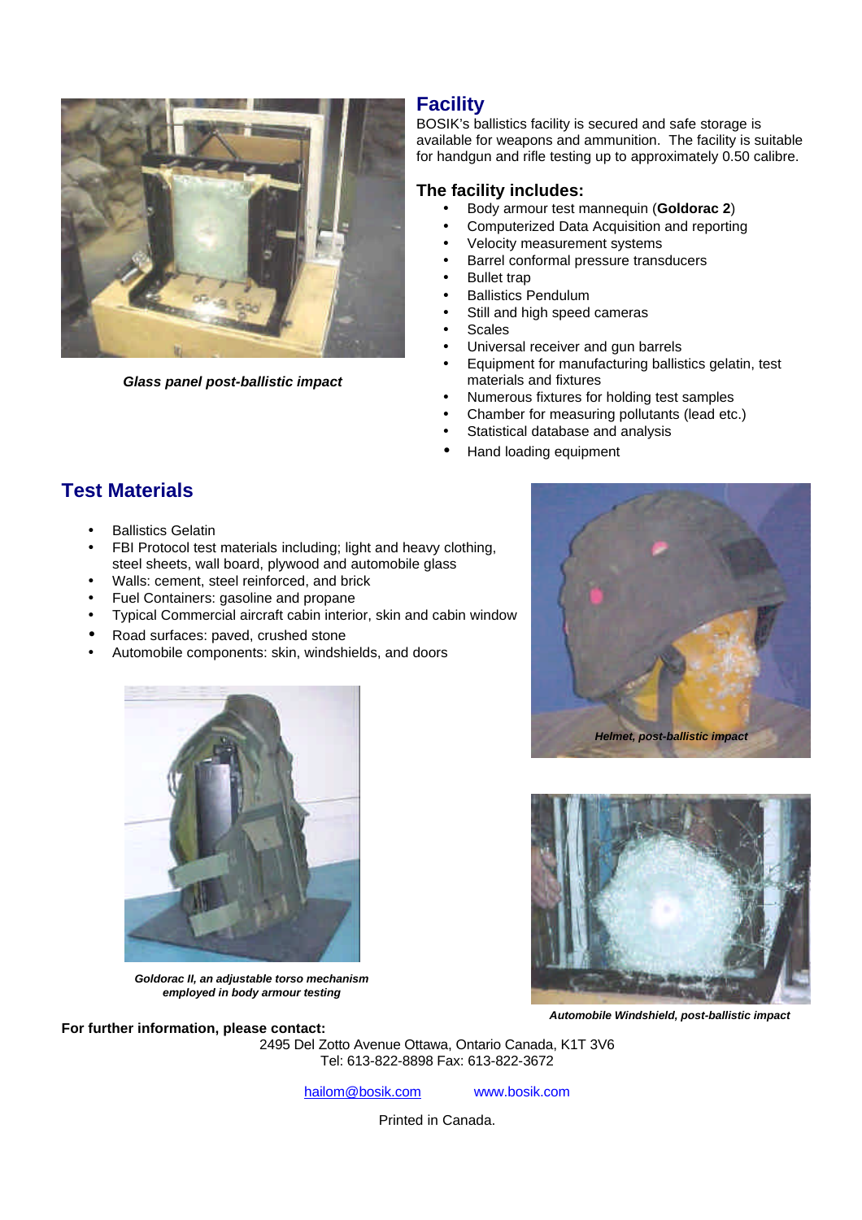Glass panel post-ballistic impact

## Facility

BOSIK's ballistics facility is secured and safe storage is available for weapons and ammunition. The facility is suitable for handgun and rifle testing up to approximately 0.50 calibre.

### The facility includes:

- Body armour test mannequin (**Goldorac 2**)
- Computerized Data Acquisition and reporting
- Velocity measurement systems
- Barrel conformal pressure transducers
- Bullet trap
- Ballistics Pendulum
- Still and high speed cameras
- Scales
- Universal receiver and gun barrels
- Equipment for manufacturing ballistics gelatin, test materials and fixtures
- Numerous fixtures for holding test samples
- Chamber for measuring pollutants (lead etc.)
- Statistical database and analysis
- Hand loading equipment

## Test Materials

- Ballistics Gelatin
- FBI Protocol test materials including; light and heavy clothing, steel sheets, wall board, plywood and automobile glass
- Walls: cement, steel reinforced, and brick
- Fuel Containers: gasoline and propane
- Typical Commercial aircraft cabin interior, skin and cabin window
- Road surfaces: paved, crushed stone
- Automobile components: skin, windshields, and doors

Helmet, post-ballistic impact

Goldorac II, an adjustable torso mechanism employed in body armour testing

Automobile Windshield, post-ballistic impact

**For further information, please contact:**

2495 Del Zotto Avenue Ottawa, Ontario Canada, K1T 3V6
Tel: 613-822-8898 Fax: 613-822-3672

hailom@bosik.com www.bosik.com

Printed in Canada.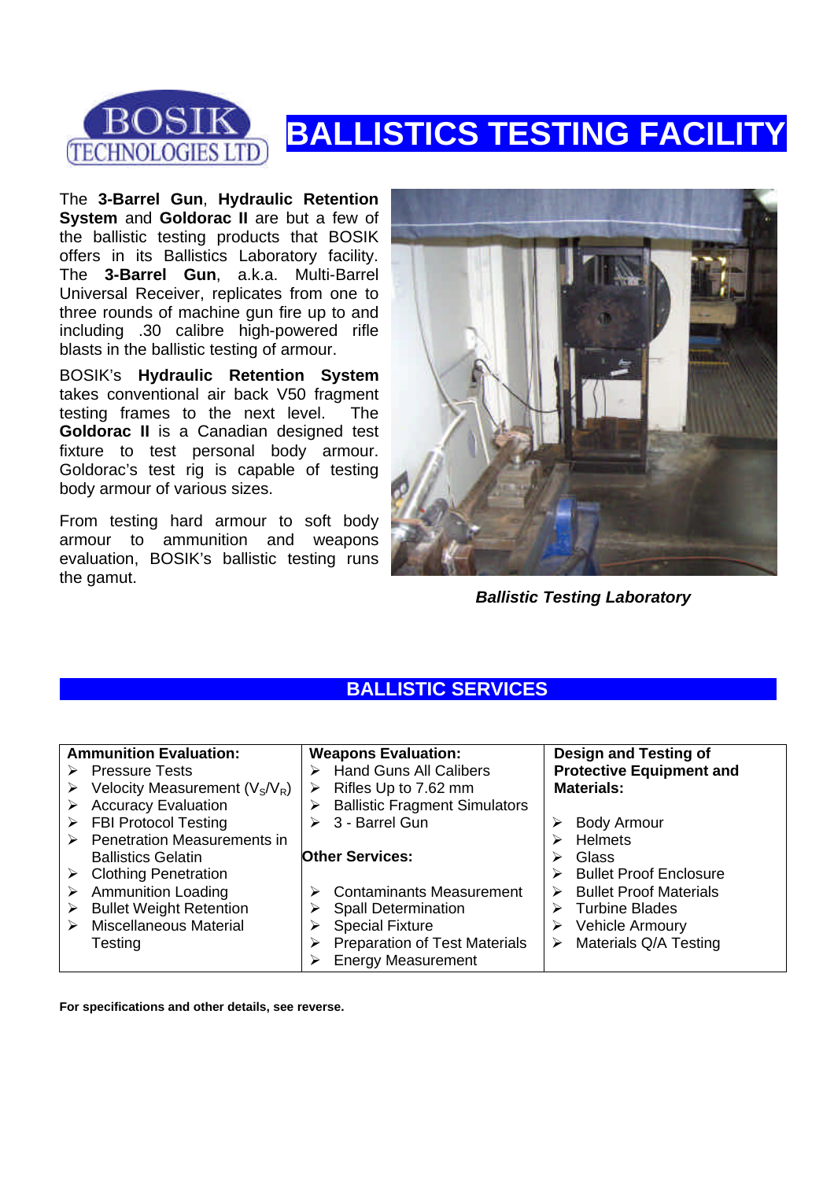# BALLISTICS TESTING FACILITY

The **3-Barrel Gun**, **Hydraulic Retention System** and **Goldorac II** are but a few of the ballistic testing products that BOSIK offers in its Ballistics Laboratory facility. The **3-Barrel Gun**, a.k.a. Multi-Barrel Universal Receiver, replicates from one to three rounds of machine gun fire up to and including .30 calibre high-powered rifle blasts in the ballistic testing of armour.

BOSIK's **Hydraulic Retention System** takes conventional air back V50 fragment testing frames to the next level. The **Goldorac II** is a Canadian designed test fixture to test personal body armour. Goldorac's test rig is capable of testing body armour of various sizes.

From testing hard armour to soft body armour to ammunition and weapons evaluation, BOSIK's ballistic testing runs the gamut.

***Ballistic Testing Laboratory***

## BALLISTIC SERVICES

| **Ammunition Evaluation:** | **Weapons Evaluation:** | **Design and Testing of Protective Equipment and Materials:** |
|---|---|---|
| ➢ Pressure Tests<br>➢ Velocity Measurement ($V_S/V_R$)<br>➢ Accuracy Evaluation<br>➢ FBI Protocol Testing<br>➢ Penetration Measurements in Ballistics Gelatin<br>➢ Clothing Penetration<br>➢ Ammunition Loading<br>➢ Bullet Weight Retention<br>➢ Miscellaneous Material Testing | ➢ Hand Guns All Calibers<br>➢ Rifles Up to 7.62 mm<br>➢ Ballistic Fragment Simulators<br>➢ 3 - Barrel Gun<br><br>**Other Services:**<br><br>➢ Contaminants Measurement<br>➢ Spall Determination<br>➢ Special Fixture<br>➢ Preparation of Test Materials<br>➢ Energy Measurement | ➢ Body Armour<br>➢ Helmets<br>➢ Glass<br>➢ Bullet Proof Enclosure<br>➢ Bullet Proof Materials<br>➢ Turbine Blades<br>➢ Vehicle Armoury<br>➢ Materials Q/A Testing |

**For specifications and other details, see reverse.**